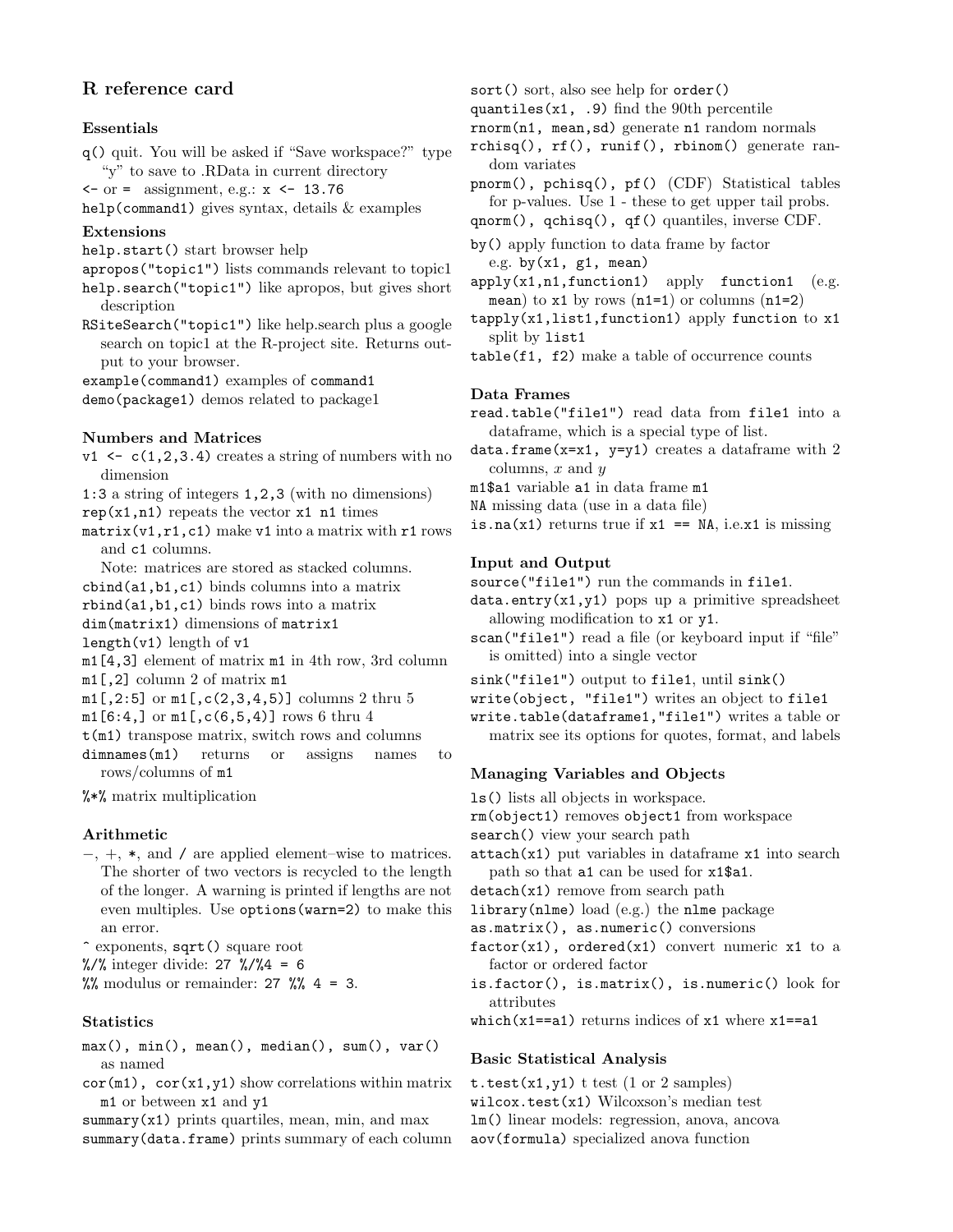# R reference card

### Essentials

`q()` quit. You will be asked if "Save workspace?" type "y" to save to .RData in current directory

`<-` or `=` assignment, e.g.: `x <- 13.76`

`help(command1)` gives syntax, details & examples

### Extensions

`help.start()` start browser help

`apropos("topic1")` lists commands relevant to topic1

`help.search("topic1")` like apropos, but gives short description

`RSiteSearch("topic1")` like help.search plus a google search on topic1 at the R-project site. Returns output to your browser.

`example(command1)` examples of `command1`

`demo(package1)` demos related to package1

### Numbers and Matrices

`v1 <- c(1,2,3.4)` creates a string of numbers with no dimension

`1:3` a string of integers `1,2,3` (with no dimensions)

`rep(x1,n1)` repeats the vector `x1` `n1` times

`matrix(v1,r1,c1)` make `v1` into a matrix with `r1` rows and `c1` columns.
Note: matrices are stored as stacked columns.

`cbind(a1,b1,c1)` binds columns into a matrix

`rbind(a1,b1,c1)` binds rows into a matrix

`dim(matrix1)` dimensions of `matrix1`

`length(v1)` length of `v1`

`m1[4,3]` element of matrix `m1` in 4th row, 3rd column

`m1[,2]` column 2 of matrix `m1`

`m1[,2:5]` or `m1[,c(2,3,4,5)]` columns 2 thru 5

`m1[6:4,]` or `m1[,c(6,5,4)]` rows 6 thru 4

`t(m1)` transpose matrix, switch rows and columns

`dimnames(m1)` returns or assigns names to rows/columns of `m1`

`%*%` matrix multiplication

### Arithmetic

−, +, `*`, and `/` are applied element–wise to matrices. The shorter of two vectors is recycled to the length of the longer. A warning is printed if lengths are not even multiples. Use `options(warn=2)` to make this an error.

`^` exponents, `sqrt()` square root

`%/%` integer divide: `27 %/%4 = 6`

`%%` modulus or remainder: `27 %% 4 = 3`.

### Statistics

`max(), min(), mean(), median(), sum(), var()` as named

`cor(m1), cor(x1,y1)` show correlations within matrix `m1` or between `x1` and `y1`

`summary(x1)` prints quartiles, mean, min, and max

`summary(data.frame)` prints summary of each column

`sort()` sort, also see help for `order()`

`quantiles(x1, .9)` find the 90th percentile

`rnorm(n1, mean,sd)` generate `n1` random normals

`rchisq(), rf(), runif(), rbinom()` generate random variates

`pnorm(), pchisq(), pf()` (CDF) Statistical tables for p-values. Use 1 - these to get upper tail probs.

`qnorm(), qchisq(), qf()` quantiles, inverse CDF.

`by()` apply function to data frame by factor e.g. `by(x1, g1, mean)`

`apply(x1,n1,function1)` apply `function1` (e.g. `mean`) to `x1` by rows (`n1=1`) or columns (`n1=2`)

`tapply(x1,list1,function1)` apply `function` to `x1` split by `list1`

`table(f1, f2)` make a table of occurrence counts

### Data Frames

`read.table("file1")` read data from `file1` into a dataframe, which is a special type of list.

`data.frame(x=x1, y=y1)` creates a dataframe with 2 columns, $x$ and $y$

`m1$a1` variable `a1` in data frame `m1`

`NA` missing data (use in a data file)

`is.na(x1)` returns true if `x1 == NA`, i.e.`x1` is missing

### Input and Output

`source("file1")` run the commands in `file1`.

`data.entry(x1,y1)` pops up a primitive spreadsheet allowing modification to `x1` or `y1`.

`scan("file1")` read a file (or keyboard input if "file" is omitted) into a single vector

`sink("file1")` output to `file1`, until `sink()`

`write(object, "file1")` writes an object to `file1`

`write.table(dataframe1,"file1")` writes a table or matrix see its options for quotes, format, and labels

### Managing Variables and Objects

`ls()` lists all objects in workspace.

`rm(object1)` removes `object1` from workspace

`search()` view your search path

`attach(x1)` put variables in dataframe `x1` into search path so that `a1` can be used for `x1$a1`.

`detach(x1)` remove from search path

`library(nlme)` load (e.g.) the `nlme` package

`as.matrix(), as.numeric()` conversions

`factor(x1), ordered(x1)` convert numeric `x1` to a factor or ordered factor

`is.factor(), is.matrix(), is.numeric()` look for attributes

`which(x1==a1)` returns indices of `x1` where `x1==a1`

### Basic Statistical Analysis

`t.test(x1,y1)` t test (1 or 2 samples)

`wilcox.test(x1)` Wilcoxson's median test

`lm()` linear models: regression, anova, ancova

`aov(formula)` specialized anova function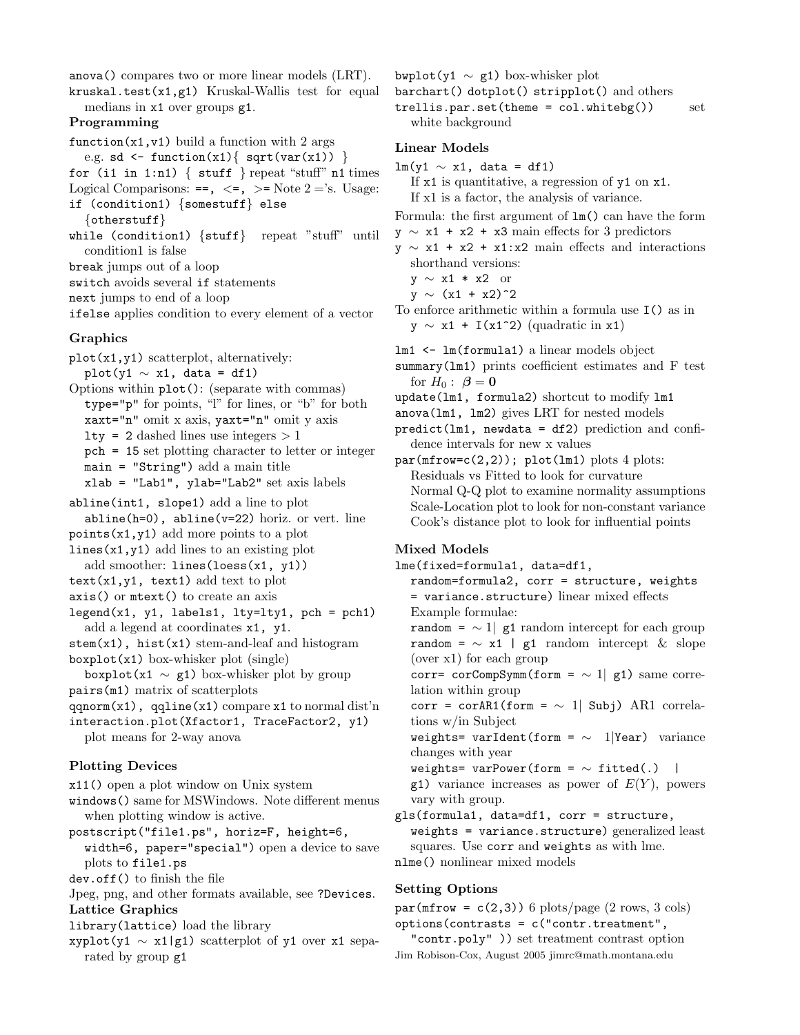`anova()` compares two or more linear models (LRT).
`kruskal.test(x1,g1)` Kruskal-Wallis test for equal medians in `x1` over groups `g1`.

### Programming

`function(x1,v1)` build a function with 2 args
  e.g. `sd <- function(x1){ sqrt(var(x1)) }`
`for (i1 in 1:n1) { stuff }` repeat "stuff" `n1` times
Logical Comparisons: `==`, `<=`, `>=` Note 2 ='s. Usage:
`if (condition1) {somestuff} else {otherstuff}`
`while (condition1) {stuff}` repeat "stuff" until condition1 is false
`break` jumps out of a loop
`switch` avoids several `if` statements
`next` jumps to end of a loop
`ifelse` applies condition to every element of a vector

### Graphics

`plot(x1,y1)` scatterplot, alternatively:
  `plot(y1 ~ x1, data = df1)`
Options within `plot()`: (separate with commas)
  `type="p"` for points, "l" for lines, or "b" for both
  `xaxt="n"` omit x axis, `yaxt="n"` omit y axis
  `lty = 2` dashed lines use integers > 1
  `pch = 15` set plotting character to letter or integer
  `main = "String"` add a main title
  `xlab = "Lab1", ylab="Lab2"` set axis labels

`abline(int1, slope1)` add a line to plot
  `abline(h=0), abline(v=22)` horiz. or vert. line
`points(x1,y1)` add more points to a plot
`lines(x1,y1)` add lines to an existing plot
  add smoother: `lines(loess(x1, y1))`
`text(x1,y1, text1)` add text to plot
`axis()` or `mtext()` to create an axis
`legend(x1, y1, labels1, lty=lty1, pch = pch1)` add a legend at coordinates `x1, y1`.
`stem(x1), hist(x1)` stem-and-leaf and histogram
`boxplot(x1)` box-whisker plot (single)
  `boxplot(x1 ~ g1)` box-whisker plot by group
`pairs(m1)` matrix of scatterplots
`qqnorm(x1), qqline(x1)` compare `x1` to normal dist'n
`interaction.plot(Xfactor1, TraceFactor2, y1)` plot means for 2-way anova

### Plotting Devices

`x11()` open a plot window on Unix system
`windows()` same for MSWindows. Note different menus when plotting window is active.
`postscript("file1.ps", horiz=F, height=6, width=6, paper="special")` open a device to save plots to `file1.ps`
`dev.off()` to finish the file
Jpeg, png, and other formats available, see `?Devices`.

### Lattice Graphics

`library(lattice)` load the library
`xyplot(y1 ~ x1|g1)` scatterplot of `y1` over `x1` separated by group `g1`
`bwplot(y1 ~ g1)` box-whisker plot
`barchart() dotplot() stripplot()` and others
`trellis.par.set(theme = col.whitebg())` set white background

### Linear Models

`lm(y1 ~ x1, data = df1)`
  If `x1` is quantitative, a regression of `y1` on `x1`.
  If `x1` is a factor, the analysis of variance.
Formula: the first argument of `lm()` can have the form
`y ~ x1 + x2 + x3` main effects for 3 predictors
`y ~ x1 + x2 + x1:x2` main effects and interactions
  shorthand versions:
  `y ~ x1 * x2` or
  `y ~ (x1 + x2)^2`
To enforce arithmetic within a formula use `I()` as in
  `y ~ x1 + I(x1^2)` (quadratic in `x1`)

`lm1 <- lm(formula1)` a linear models object
`summary(lm1)` prints coefficient estimates and F test for $H_0: \boldsymbol{\beta} = \mathbf{0}$
`update(lm1, formula2)` shortcut to modify `lm1`
`anova(lm1, lm2)` gives LRT for nested models
`predict(lm1, newdata = df2)` prediction and confidence intervals for new x values
`par(mfrow=c(2,2)); plot(lm1)` plots 4 plots:
  Residuals vs Fitted to look for curvature
  Normal Q-Q plot to examine normality assumptions
  Scale-Location plot to look for non-constant variance
  Cook's distance plot to look for influential points

### Mixed Models

`lme(fixed=formula1, data=df1, random=formula2, corr = structure, weights = variance.structure)` linear mixed effects
  Example formulae:
  `random = ~ 1| g1` random intercept for each group
  `random = ~ x1 | g1` random intercept & slope (over x1) for each group
  `corr= corCompSymm(form = ~ 1| g1)` same correlation within group
  `corr = corAR1(form = ~ 1| Subj)` AR1 correlations w/in Subject
  `weights= varIdent(form = ~ 1|Year)` variance changes with year
  `weights= varPower(form = ~ fitted(.) | g1)` variance increases as power of $E(Y)$, powers vary with group.
`gls(formula1, data=df1, corr = structure, weights = variance.structure)` generalized least squares. Use `corr` and `weights` as with lme.
`nlme()` nonlinear mixed models

### Setting Options

`par(mfrow = c(2,3))` 6 plots/page (2 rows, 3 cols)
`options(contrasts = c("contr.treatment", "contr.poly" ))` set treatment contrast option

Jim Robison-Cox, August 2005 jimrc@math.montana.edu